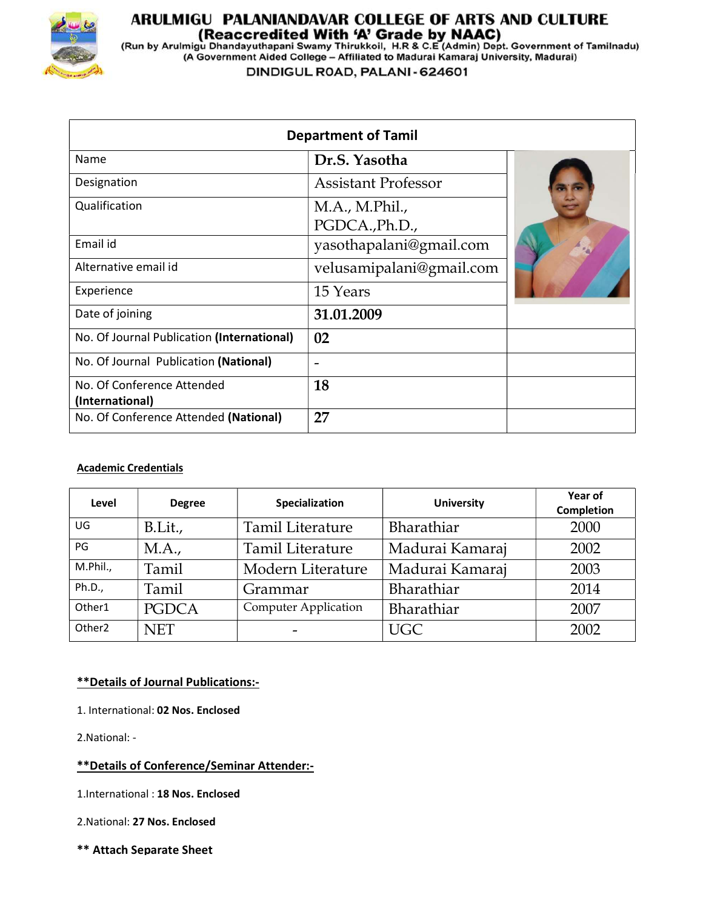# ARULMIGU PALANIANDAVAR COLLEGE OF ARTS AND CULTURE

**(Reaccredited With 'A' Grade by NAAC)**

(Run by Arulmigu Dhandayuthapani Swamy Thirukkoil, H.R & C.E (Admin) Dept. Government of Tamilnadu)

(A Government Aided College – Affiliated to Madurai Kamaraj University, Madurai)

DINDIGUL ROAD, PALANI - 624601

| Department of Tamil | | |
|---|---|---|
| Name | **Dr.S. Yasotha** | |
| Designation | Assistant Professor | |
| Qualification | M.A., M.Phil., PGDCA.,Ph.D., | |
| Email id | yasothapalani@gmail.com | |
| Alternative email id | velusamipalani@gmail.com | |
| Experience | 15 Years | |
| Date of joining | **31.01.2009** | |
| No. Of Journal Publication **(International)** | **02** | |
| No. Of Journal Publication **(National)** | - | |
| No. Of Conference Attended **(International)** | **18** | |
| No. Of Conference Attended **(National)** | **27** | |

**Academic Credentials**

| Level | Degree | Specialization | University | Year of Completion |
|---|---|---|---|---|
| UG | B.Lit., | Tamil Literature | Bharathiar | 2000 |
| PG | M.A., | Tamil Literature | Madurai Kamaraj | 2002 |
| M.Phil., | Tamil | Modern Literature | Madurai Kamaraj | 2003 |
| Ph.D., | Tamil | Grammar | Bharathiar | 2014 |
| Other1 | PGDCA | Computer Application | Bharathiar | 2007 |
| Other2 | NET | - | UGC | 2002 |

**\*\*Details of Journal Publications:-**

1. International: **02 Nos. Enclosed**

2.National: -

**\*\*Details of Conference/Seminar Attender:-**

1.International : **18 Nos. Enclosed**

2.National: **27 Nos. Enclosed**

**\*\* Attach Separate Sheet**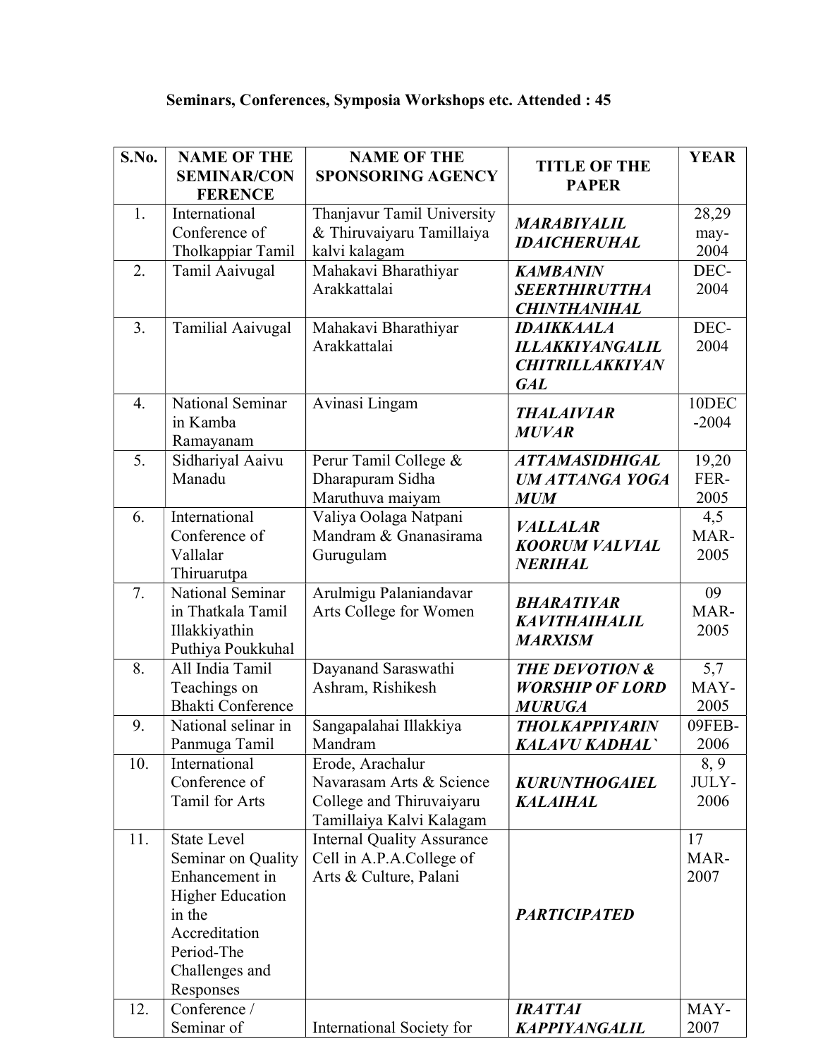**Seminars, Conferences, Symposia Workshops etc. Attended : 45**

| S.No. | NAME OF THE SEMINAR/CON FERENCE | NAME OF THE SPONSORING AGENCY | TITLE OF THE PAPER | YEAR |
|---|---|---|---|---|
| 1. | International Conference of Tholkappiar Tamil | Thanjavur Tamil University & Thiruvaiyaru Tamillaiya kalvi kalagam | ***MARABIYALIL IDAICHERUHAL*** | 28,29 may-2004 |
| 2. | Tamil Aaivugal | Mahakavi Bharathiyar Arakkattalai | ***KAMBANIN SEERTHIRUTTHA CHINTHANIHAL*** | DEC-2004 |
| 3. | Tamilial Aaivugal | Mahakavi Bharathiyar Arakkattalai | ***IDAIKKAALA ILLAKKIYANGALIL CHITRILLAKKIYANGAL*** | DEC-2004 |
| 4. | National Seminar in Kamba Ramayanam | Avinasi Lingam | ***THALAIVIAR MUVAR*** | 10DEC-2004 |
| 5. | Sidhariyal Aaivu Manadu | Perur Tamil College & Dharapuram Sidha Maruthuva maiyam | ***ATTAMASIDHIGAL UM ATTANGA YOGA MUM*** | 19,20 FER-2005 |
| 6. | International Conference of Vallalar Thiruarutpa | Valiya Oolaga Natpani Mandram & Gnanasirama Gurugulam | ***VALLALAR KOORUM VALVIAL NERIHAL*** | 4,5 MAR-2005 |
| 7. | National Seminar in Thatkala Tamil Illakkiyathin Puthiya Poukkuhal | Arulmigu Palaniandavar Arts College for Women | ***BHARATIYAR KAVITHAIHALIL MARXISM*** | 09 MAR-2005 |
| 8. | All India Tamil Teachings on Bhakti Conference | Dayanand Saraswathi Ashram, Rishikesh | ***THE DEVOTION & WORSHIP OF LORD MURUGA*** | 5,7 MAY-2005 |
| 9. | National selinar in Panmuga Tamil | Sangapalahai Illakkiya Mandram | ***THOLKAPPIYARIN KALAVU KADHAL`*** | 09FEB-2006 |
| 10. | International Conference of Tamil for Arts | Erode, Arachalur Navarasam Arts & Science College and Thiruvaiyaru Tamillaiya Kalvi Kalagam | ***KURUNTHOGAIEL KALAIHAL*** | 8, 9 JULY-2006 |
| 11. | State Level Seminar on Quality Enhancement in Higher Education in the Accreditation Period-The Challenges and Responses | Internal Quality Assurance Cell in A.P.A.College of Arts & Culture, Palani | ***PARTICIPATED*** | 17 MAR-2007 |
| 12. | Conference / Seminar of | International Society for | ***IRATTAI KAPPIYANGALIL*** | MAY-2007 |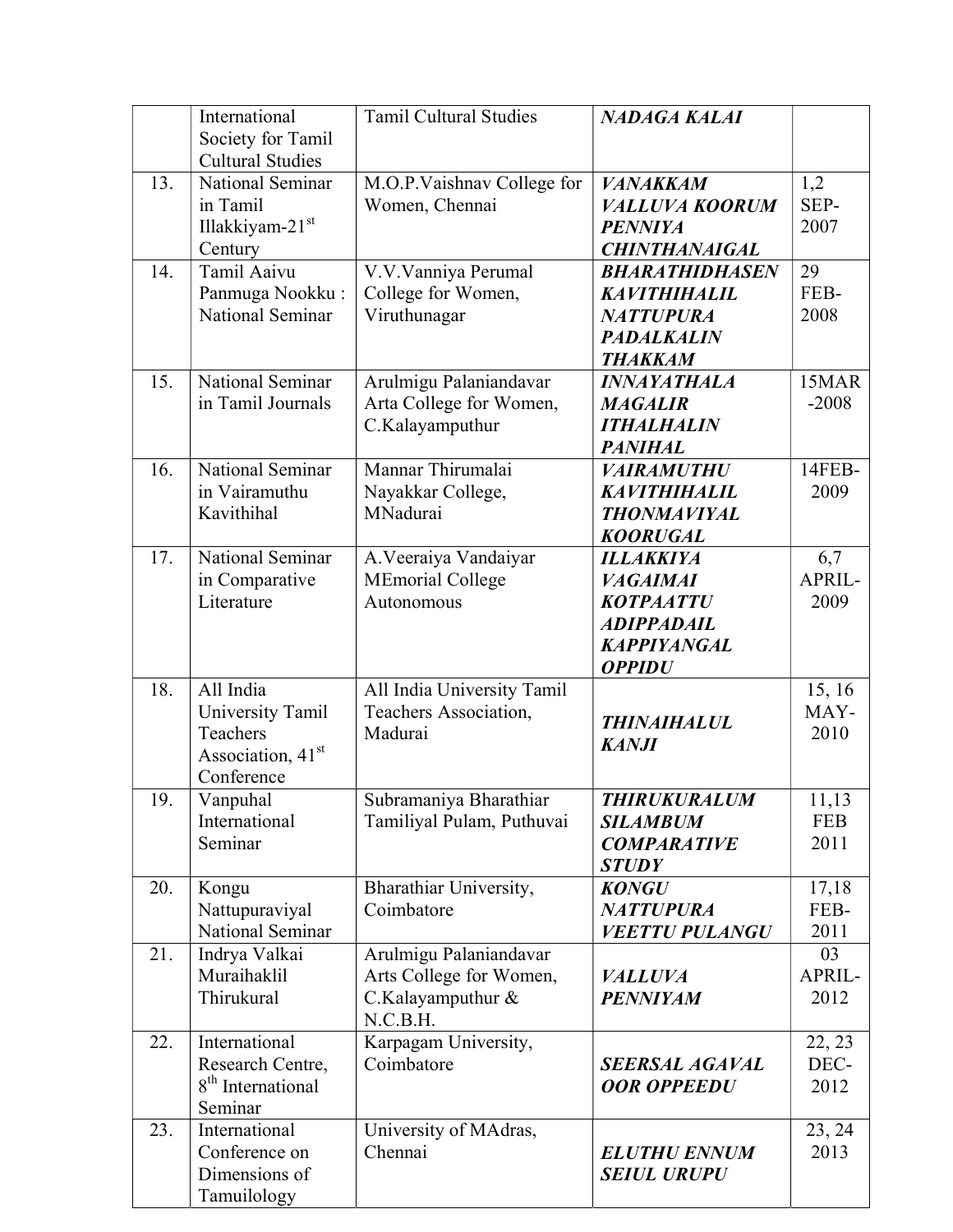| | | | | |
|---|---|---|---|---|
| | International Society for Tamil Cultural Studies | Tamil Cultural Studies | ***NADAGA KALAI*** | |
| 13. | National Seminar in Tamil Illakkiyam-21st Century | M.O.P.Vaishnav College for Women, Chennai | ***VANAKKAM VALLUVA KOORUM PENNIYA CHINTHANAIGAL*** | 1,2 SEP-2007 |
| 14. | Tamil Aaivu Panmuga Nookku : National Seminar | V.V.Vanniya Perumal College for Women, Viruthunagar | ***BHARATHIDHASEN KAVITHIHALIL NATTUPURA PADALKALIN THAKKAM*** | 29 FEB-2008 |
| 15. | National Seminar in Tamil Journals | Arulmigu Palaniandavar Arta College for Women, C.Kalayamputhur | ***INNAYATHALA MAGALIR ITHALHALIN PANIHAL*** | 15MAR-2008 |
| 16. | National Seminar in Vairamuthu Kavithihal | Mannar Thirumalai Nayakkar College, MNadurai | ***VAIRAMUTHU KAVITHIHALIL THONMAVIYAL KOORUGAL*** | 14FEB-2009 |
| 17. | National Seminar in Comparative Literature | A.Veeraiya Vandaiyar MEmorial College Autonomous | ***ILLAKKIYA VAGAIMAI KOTPAATTU ADIPPADAIL KAPPIYANGAL OPPIDU*** | 6,7 APRIL-2009 |
| 18. | All India University Tamil Teachers Association, 41st Conference | All India University Tamil Teachers Association, Madurai | ***THINAIHALUL KANJI*** | 15, 16 MAY-2010 |
| 19. | Vanpuhal International Seminar | Subramaniya Bharathiar Tamiliyal Pulam, Puthuvai | ***THIRUKURALUM SILAMBUM COMPARATIVE STUDY*** | 11,13 FEB 2011 |
| 20. | Kongu Nattupuraviyal National Seminar | Bharathiar University, Coimbatore | ***KONGU NATTUPURA VEETTU PULANGU*** | 17,18 FEB-2011 |
| 21. | Indrya Valkai Muraihaklil Thirukural | Arulmigu Palaniandavar Arts College for Women, C.Kalayamputhur & N.C.B.H. | ***VALLUVA PENNIYAM*** | 03 APRIL-2012 |
| 22. | International Research Centre, 8th International Seminar | Karpagam University, Coimbatore | ***SEERSAL AGAVAL OOR OPPEEDU*** | 22, 23 DEC-2012 |
| 23. | International Conference on Dimensions of Tamuilology | University of MAdras, Chennai | ***ELUTHU ENNUM SEIUL URUPU*** | 23, 24 2013 |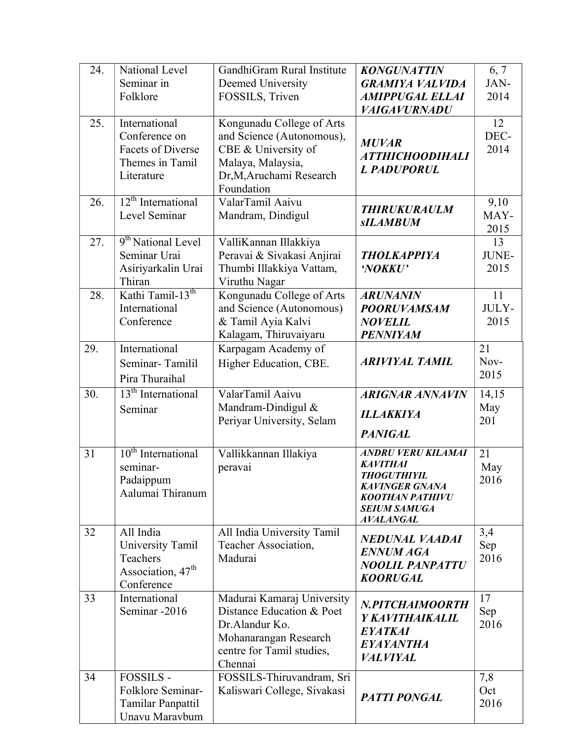| 24. | National Level Seminar in Folklore | GandhiGram Rural Institute Deemed University FOSSILS, Triven | ***KONGUNATTIN GRAMIYA VALVIDA AMIPPUGAL ELLAI VAIGAVURNADU*** | 6, 7 JAN-2014 |
|---|---|---|---|---|
| 25. | International Conference on Facets of Diverse Themes in Tamil Literature | Kongunadu College of Arts and Science (Autonomous), CBE & University of Malaya, Malaysia, Dr,M,Aruchami Research Foundation | ***MUVAR ATTHICHOODIHALI L PADUPORUL*** | 12 DEC-2014 |
| 26. | 12th International Level Seminar | ValarTamil Aaivu Mandram, Dindigul | ***THIRUKURAULM sILAMBUM*** | 9,10 MAY-2015 |
| 27. | 9th National Level Seminar Urai Asiriyarkalin Urai Thiran | ValliKannan Illakkiya Peravai & Sivakasi Anjirai Thumbi Illakkiya Vattam, Viruthu Nagar | ***THOLKAPPIYA 'NOKKU'*** | 13 JUNE-2015 |
| 28. | Kathi Tamil-13th International Conference | Kongunadu College of Arts and Science (Autonomous) & Tamil Ayia Kalvi Kalagam, Thiruvaiyaru | ***ARUNANIN POORUVAMSAM NOVELIL PENNIYAM*** | 11 JULY-2015 |
| 29. | International Seminar- Tamilil Pira Thuraihal | Karpagam Academy of Higher Education, CBE. | ***ARIVIYAL TAMIL*** | 21 Nov-2015 |
| 30. | 13th International Seminar | ValarTamil Aaivu Mandram-Dindigul & Periyar University, Selam | ***ARIGNAR ANNAVIN ILLAKKIYA PANIGAL*** | 14,15 May 201 |
| 31 | 10th International seminar- Padaippum Aalumai Thiranum | Vallikkannan Illakiya peravai | ***ANDRU VERU KILAMAI KAVITHAI THOGUTHIYIL KAVINGER GNANA KOOTHAN PATHIVU SEIUM SAMUGA AVALANGAL*** | 21 May 2016 |
| 32 | All India University Tamil Teachers Association, 47th Conference | All India University Tamil Teacher Association, Madurai | ***NEDUNAL VAADAI ENNUM AGA NOOLIL PANPATTU KOORUGAL*** | 3,4 Sep 2016 |
| 33 | International Seminar -2016 | Madurai Kamaraj University Distance Education & Poet Dr.Alandur Ko. Mohanarangan Research centre for Tamil studies, Chennai | ***N.PITCHAIMOORTH Y KAVITHAIKALIL EYATKAI EYAYANTHA VALVIYAL*** | 17 Sep 2016 |
| 34 | FOSSILS - Folklore Seminar- Tamilar Panpattil Unavu Maravbum | FOSSILS-Thiruvandram, Sri Kaliswari College, Sivakasi | ***PATTI PONGAL*** | 7,8 Oct 2016 |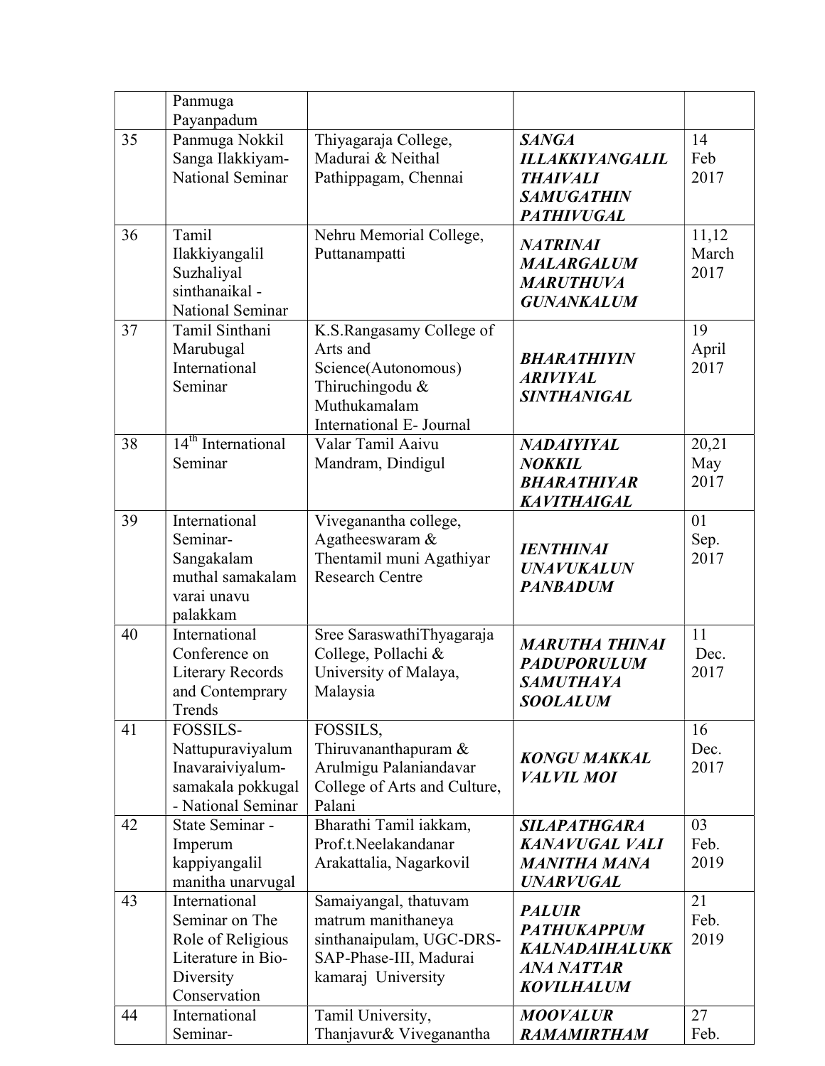| | | | | |
|---|---|---|---|---|
| | Panmuga Payanpadum | | | |
| 35 | Panmuga Nokkil Sanga Ilakkiyam- National Seminar | Thiyagaraja College, Madurai & Neithal Pathippagam, Chennai | ***SANGA ILLAKKIYANGALIL THAIVALI SAMUGATHIN PATHIVUGAL*** | 14 Feb 2017 |
| 36 | Tamil Ilakkiyangalil Suzhaliyal sinthanaikal - National Seminar | Nehru Memorial College, Puttanampatti | ***NATRINAI MALARGALUM MARUTHUVA GUNANKALUM*** | 11,12 March 2017 |
| 37 | Tamil Sinthani Marubugal International Seminar | K.S.Rangasamy College of Arts and Science(Autonomous) Thiruchingodu & Muthukamalam International E- Journal | ***BHARATHIYIN ARIVIYAL SINTHANIGAL*** | 19 April 2017 |
| 38 | 14th International Seminar | Valar Tamil Aaivu Mandram, Dindigul | ***NADAIYIYAL NOKKIL BHARATHIYAR KAVITHAIGAL*** | 20,21 May 2017 |
| 39 | International Seminar- Sangakalam muthal samakalam varai unavu palakkam | Viveganantha college, Agatheeswaram & Thentamil muni Agathiyar Research Centre | ***IENTHINAI UNAVUKALUN PANBADUM*** | 01 Sep. 2017 |
| 40 | International Conference on Literary Records and Contemprary Trends | Sree SaraswathiThyagaraja College, Pollachi & University of Malaya, Malaysia | ***MARUTHA THINAI PADUPORULUM SAMUTHAYA SOOLALUM*** | 11 Dec. 2017 |
| 41 | FOSSILS- Nattupuraviyalum Inavaraiviyalum- samakala pokkugal - National Seminar | FOSSILS, Thiruvananthapuram & Arulmigu Palaniandavar College of Arts and Culture, Palani | ***KONGU MAKKAL VALVIL MOI*** | 16 Dec. 2017 |
| 42 | State Seminar - Imperum kappiyangalil manitha unarvugal | Bharathi Tamil iakkam, Prof.t.Neelakandanar Arakattalia, Nagarkovil | ***SILAPATHGARA KANAVUGAL VALI MANITHA MANA UNARVUGAL*** | 03 Feb. 2019 |
| 43 | International Seminar on The Role of Religious Literature in Bio-Diversity Conservation | Samaiyangal, thatuvam matrum manithaneya sinthanaipulam, UGC-DRS-SAP-Phase-III, Madurai kamaraj University | ***PALUIR PATHUKAPPUM KALNADAIHALUKK ANA NATTAR KOVILHALUM*** | 21 Feb. 2019 |
| 44 | International Seminar- | Tamil University, Thanjavur& Viveganantha | ***MOOVALUR RAMAMIRTHAM*** | 27 Feb. |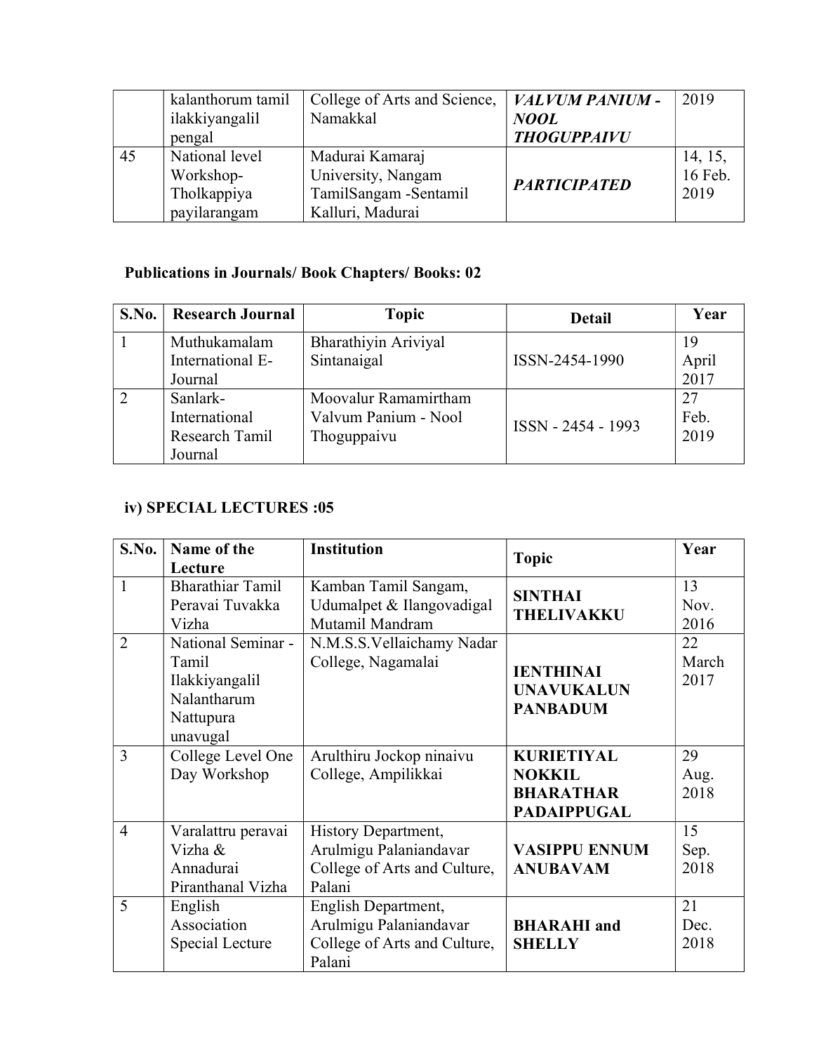| | | | | |
|---|---|---|---|---|
| | kalanthorum tamil ilakkiyangalil pengal | College of Arts and Science, Namakkal | ***VALVUM PANIUM - NOOL THOGUPPAIVU*** | 2019 |
| 45 | National level Workshop- Tholkappiya payilarangam | Madurai Kamaraj University, Nangam TamilSangam -Sentamil Kalluri, Madurai | ***PARTICIPATED*** | 14, 15, 16 Feb. 2019 |

### Publications in Journals/ Book Chapters/ Books: 02

| S.No. | Research Journal | Topic | Detail | Year |
|---|---|---|---|---|
| 1 | Muthukamalam International E-Journal | Bharathiyin Ariviyal Sintanaigal | ISSN-2454-1990 | 19 April 2017 |
| 2 | Sanlark- International Research Tamil Journal | Moovalur Ramamirtham Valvum Panium - Nool Thoguppaivu | ISSN - 2454 - 1993 | 27 Feb. 2019 |

### iv) SPECIAL LECTURES :05

| S.No. | Name of the Lecture | Institution | Topic | Year |
|---|---|---|---|---|
| 1 | Bharathiar Tamil Peravai Tuvakka Vizha | Kamban Tamil Sangam, Udumalpet & Ilangovadigal Mutamil Mandram | **SINTHAI THELIVAKKU** | 13 Nov. 2016 |
| 2 | National Seminar - Tamil Ilakkiyangalil Nalantharum Nattupura unavugal | N.M.S.S.Vellaichamy Nadar College, Nagamalai | **IENTHINAI UNAVUKALUN PANBADUM** | 22 March 2017 |
| 3 | College Level One Day Workshop | Arulthiru Jockop ninaivu College, Ampilikkai | **KURIETIYAL NOKKIL BHARATHAR PADAIPPUGAL** | 29 Aug. 2018 |
| 4 | Varalattru peravai Vizha & Annadurai Piranthanal Vizha | History Department, Arulmigu Palaniandavar College of Arts and Culture, Palani | **VASIPPU ENNUM ANUBAVAM** | 15 Sep. 2018 |
| 5 | English Association Special Lecture | English Department, Arulmigu Palaniandavar College of Arts and Culture, Palani | **BHARAHI and SHELLY** | 21 Dec. 2018 |